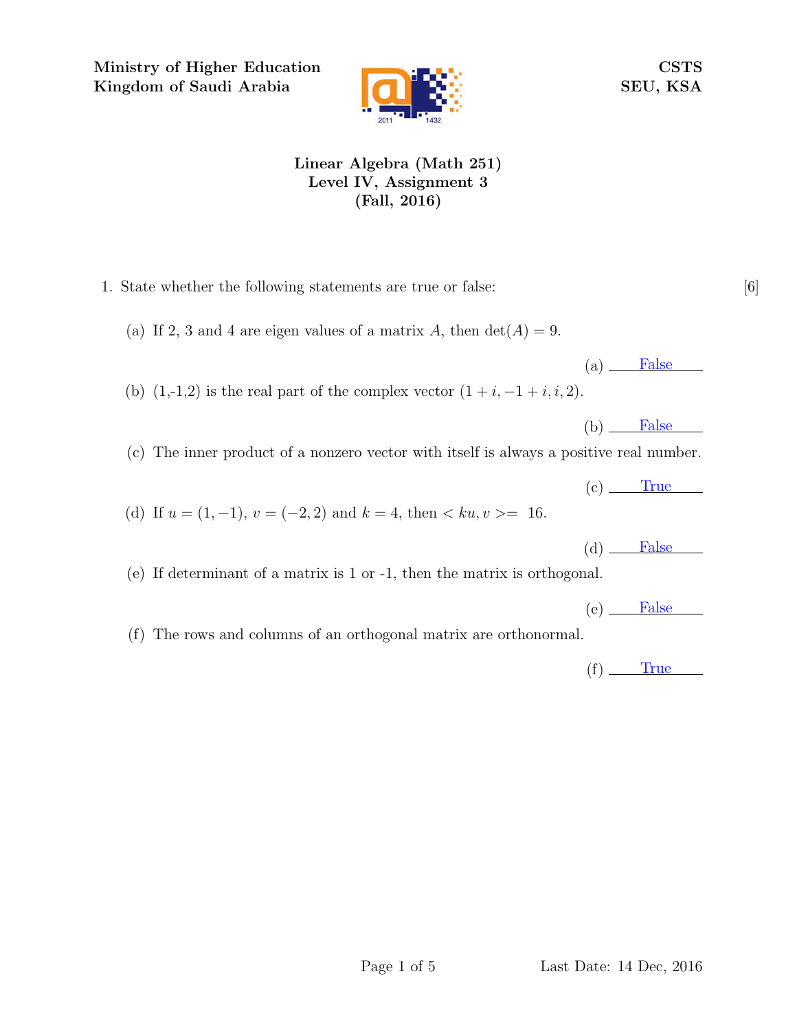Ministry of Higher Education
Kingdom of Saudi Arabia

CSTS
SEU, KSA

# Linear Algebra (Math 251)
## Level IV, Assignment 3
## (Fall, 2016)

1. State whether the following statements are true or false: [6]

   (a) If 2, 3 and 4 are eigen values of a matrix $A$, then $\det(A) = 9$.

   (a) False

   (b) (1,-1,2) is the real part of the complex vector $(1 + i, -1 + i, i, 2)$.

   (b) False

   (c) The inner product of a nonzero vector with itself is always a positive real number.

   (c) True

   (d) If $u = (1, -1)$, $v = (-2, 2)$ and $k = 4$, then $< ku, v >= 16$.

   (d) False

   (e) If determinant of a matrix is 1 or -1, then the matrix is orthogonal.

   (e) False

   (f) The rows and columns of an orthogonal matrix are orthonormal.

   (f) True

Last Date: 14 Dec, 2016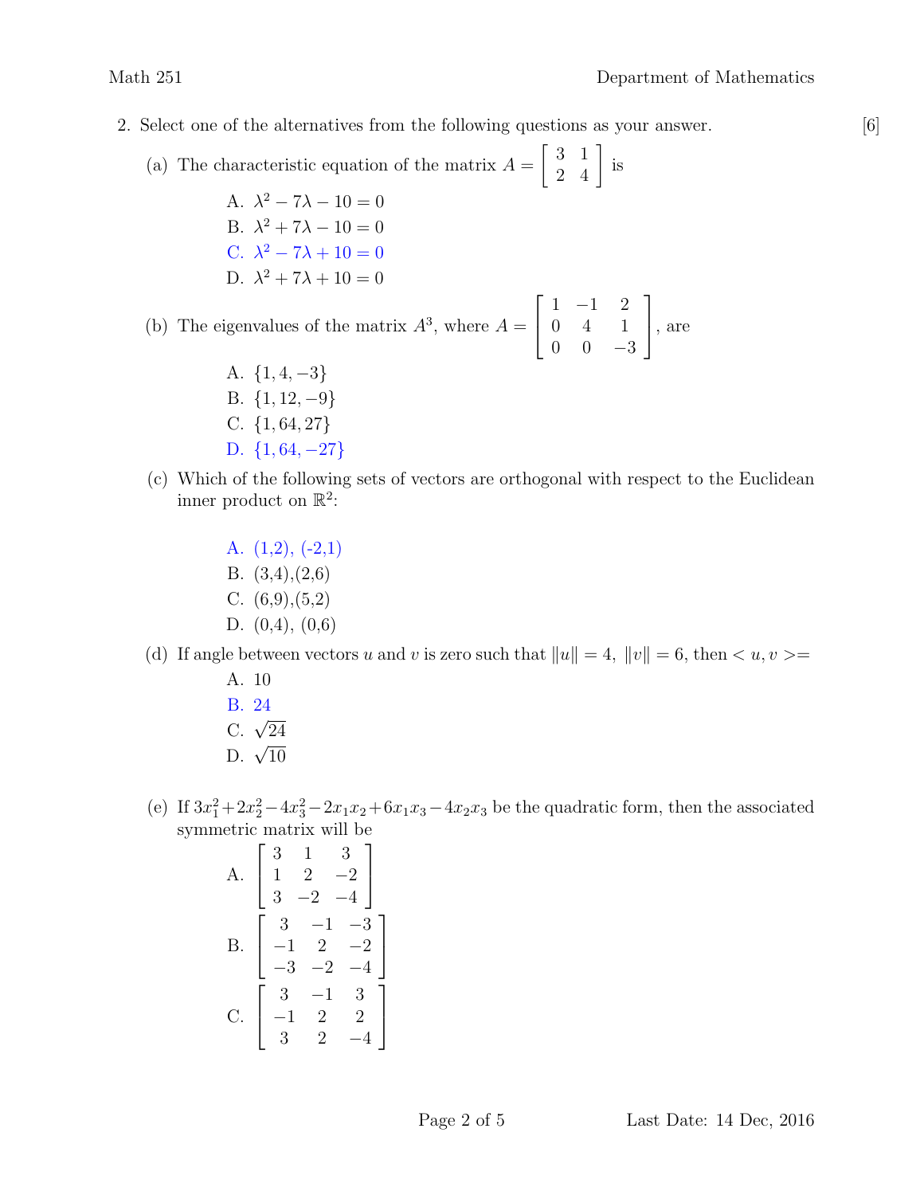2. Select one of the alternatives from the following questions as your answer. [6]

(a) The characteristic equation of the matrix $A = \begin{bmatrix} 3 & 1 \\ 2 & 4 \end{bmatrix}$ is

A. $\lambda^2 - 7\lambda - 10 = 0$

B. $\lambda^2 + 7\lambda - 10 = 0$

C. $\lambda^2 - 7\lambda + 10 = 0$

D. $\lambda^2 + 7\lambda + 10 = 0$

(b) The eigenvalues of the matrix $A^3$, where $A = \begin{bmatrix} 1 & -1 & 2 \\ 0 & 4 & 1 \\ 0 & 0 & -3 \end{bmatrix}$, are

A. $\{1, 4, -3\}$

B. $\{1, 12, -9\}$

C. $\{1, 64, 27\}$

D. $\{1, 64, -27\}$

(c) Which of the following sets of vectors are orthogonal with respect to the Euclidean inner product on $\mathbb{R}^2$:

A. (1,2), (-2,1)

B. (3,4),(2,6)

C. (6,9),(5,2)

D. (0,4), (0,6)

(d) If angle between vectors $u$ and $v$ is zero such that $\|u\| = 4,\ \|v\| = 6$, then $< u, v >=$

A. 10

B. 24

C. $\sqrt{24}$

D. $\sqrt{10}$

(e) If $3x_1^2 + 2x_2^2 - 4x_3^2 - 2x_1x_2 + 6x_1x_3 - 4x_2x_3$ be the quadratic form, then the associated symmetric matrix will be

A. $\begin{bmatrix} 3 & 1 & 3 \\ 1 & 2 & -2 \\ 3 & -2 & -4 \end{bmatrix}$

B. $\begin{bmatrix} 3 & -1 & -3 \\ -1 & 2 & -2 \\ -3 & -2 & -4 \end{bmatrix}$

C. $\begin{bmatrix} 3 & -1 & 3 \\ -1 & 2 & 2 \\ 3 & 2 & -4 \end{bmatrix}$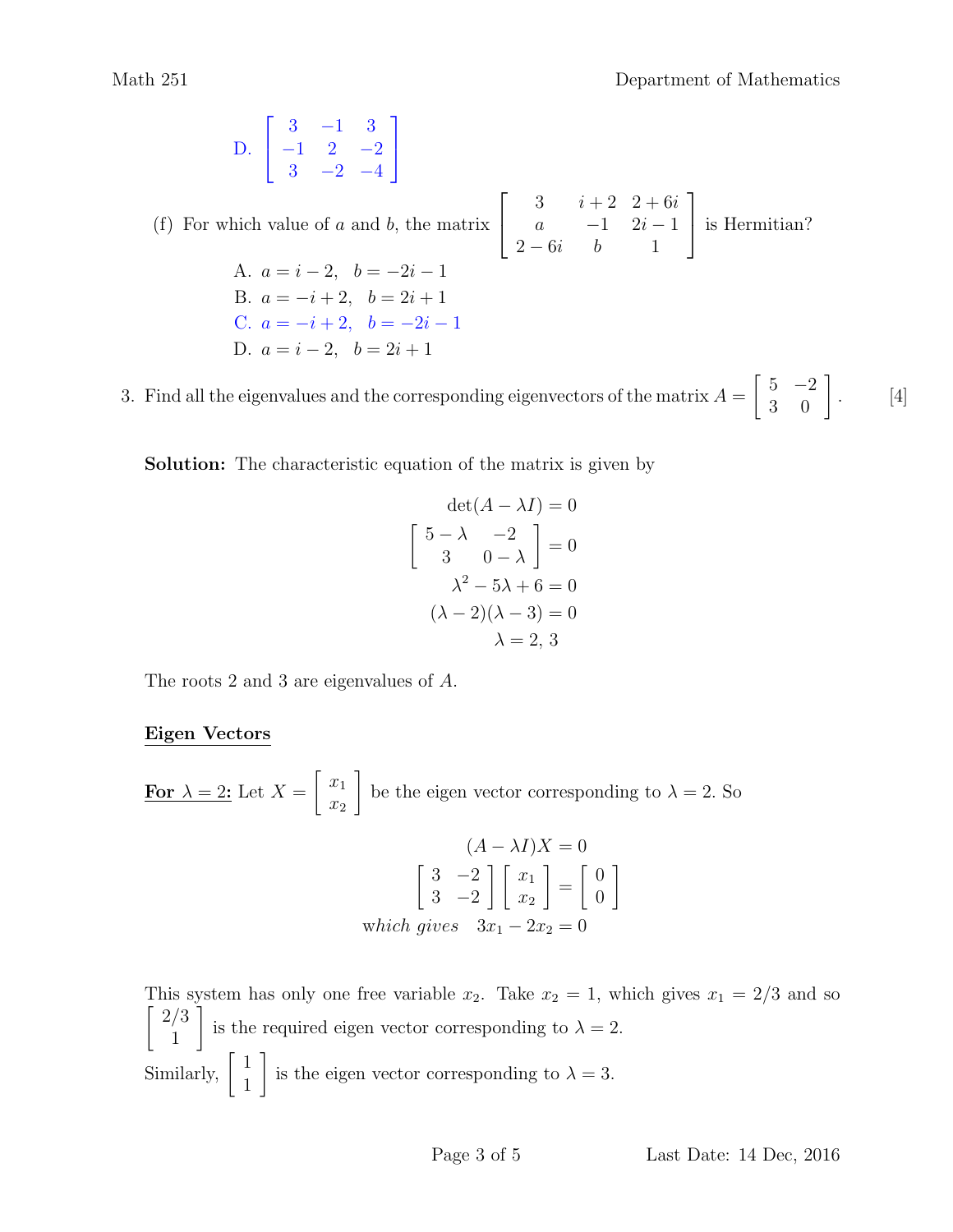D. $\begin{bmatrix} 3 & -1 & 3 \\ -1 & 2 & -2 \\ 3 & -2 & -4 \end{bmatrix}$

(f) For which value of $a$ and $b$, the matrix $\begin{bmatrix} 3 & i+2 & 2+6i \\ a & -1 & 2i-1 \\ 2-6i & b & 1 \end{bmatrix}$ is Hermitian?

A. $a = i-2, \quad b = -2i-1$

B. $a = -i+2, \quad b = 2i+1$

C. $a = -i+2, \quad b = -2i-1$

D. $a = i-2, \quad b = 2i+1$

3. Find all the eigenvalues and the corresponding eigenvectors of the matrix $A = \begin{bmatrix} 5 & -2 \\ 3 & 0 \end{bmatrix}$. [4]

**Solution:** The characteristic equation of the matrix is given by

$$\det(A - \lambda I) = 0$$

$$\begin{bmatrix} 5-\lambda & -2 \\ 3 & 0-\lambda \end{bmatrix} = 0$$

$$\lambda^2 - 5\lambda + 6 = 0$$

$$(\lambda - 2)(\lambda - 3) = 0$$

$$\lambda = 2,\, 3$$

The roots 2 and 3 are eigenvalues of $A$.

**Eigen Vectors**

**For $\lambda = 2$:** Let $X = \begin{bmatrix} x_1 \\ x_2 \end{bmatrix}$ be the eigen vector corresponding to $\lambda = 2$. So

$$(A - \lambda I)X = 0$$

$$\begin{bmatrix} 3 & -2 \\ 3 & -2 \end{bmatrix} \begin{bmatrix} x_1 \\ x_2 \end{bmatrix} = \begin{bmatrix} 0 \\ 0 \end{bmatrix}$$

$$\textit{which gives} \quad 3x_1 - 2x_2 = 0$$

This system has only one free variable $x_2$. Take $x_2 = 1$, which gives $x_1 = 2/3$ and so $\begin{bmatrix} 2/3 \\ 1 \end{bmatrix}$ is the required eigen vector corresponding to $\lambda = 2$.

Similarly, $\begin{bmatrix} 1 \\ 1 \end{bmatrix}$ is the eigen vector corresponding to $\lambda = 3$.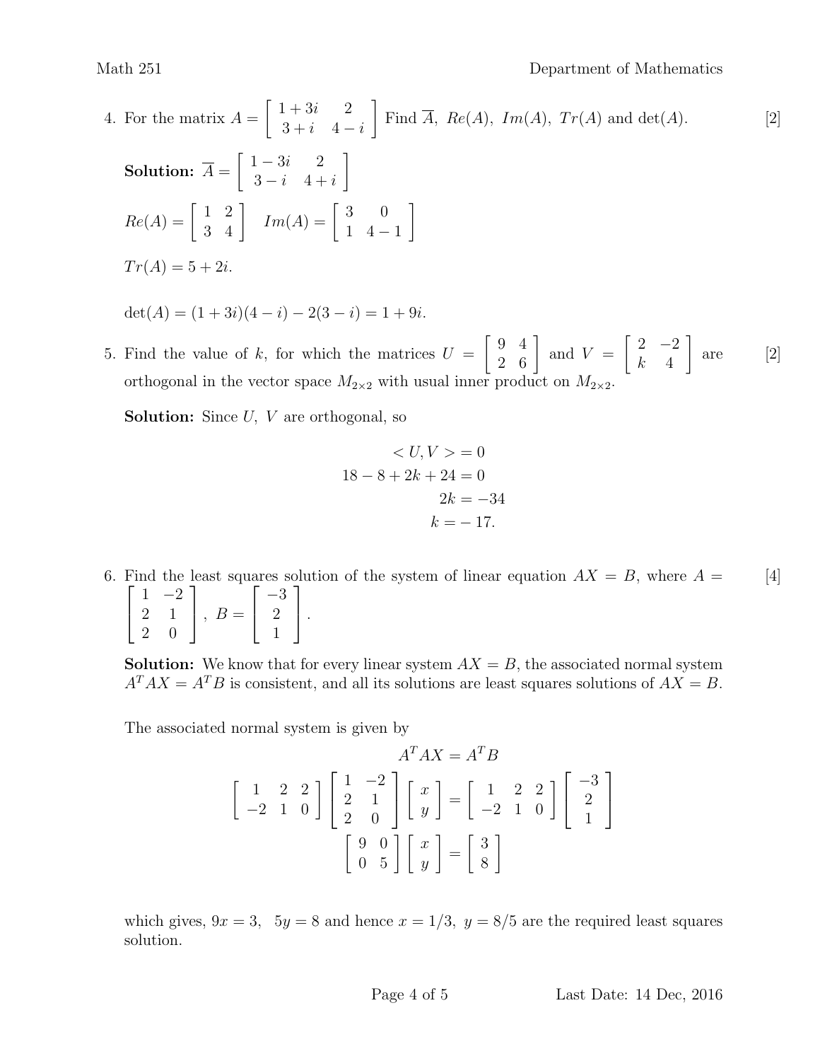4. For the matrix $A = \begin{bmatrix} 1+3i & 2 \\ 3+i & 4-i \end{bmatrix}$ Find $\overline{A}$, $Re(A)$, $Im(A)$, $Tr(A)$ and $\det(A)$. [2]

**Solution:** $\overline{A} = \begin{bmatrix} 1-3i & 2 \\ 3-i & 4+i \end{bmatrix}$

$Re(A) = \begin{bmatrix} 1 & 2 \\ 3 & 4 \end{bmatrix} \quad Im(A) = \begin{bmatrix} 3 & 0 \\ 1 & 4-1 \end{bmatrix}$

$Tr(A) = 5 + 2i.$

$\det(A) = (1+3i)(4-i) - 2(3-i) = 1 + 9i.$

5. Find the value of $k$, for which the matrices $U = \begin{bmatrix} 9 & 4 \\ 2 & 6 \end{bmatrix}$ and $V = \begin{bmatrix} 2 & -2 \\ k & 4 \end{bmatrix}$ are orthogonal in the vector space $M_{2\times 2}$ with usual inner product on $M_{2\times 2}$. [2]

**Solution:** Since $U$, $V$ are orthogonal, so

$$
\begin{aligned}
<U, V> &= 0 \\
18 - 8 + 2k + 24 &= 0 \\
2k &= -34 \\
k &= -17.
\end{aligned}
$$

6. Find the least squares solution of the system of linear equation $AX = B$, where $A = \begin{bmatrix} 1 & -2 \\ 2 & 1 \\ 2 & 0 \end{bmatrix}$, $B = \begin{bmatrix} -3 \\ 2 \\ 1 \end{bmatrix}$. [4]

**Solution:** We know that for every linear system $AX = B$, the associated normal system $A^T AX = A^T B$ is consistent, and all its solutions are least squares solutions of $AX = B$.

The associated normal system is given by

$$
A^T AX = A^T B
$$

$$
\begin{bmatrix} 1 & 2 & 2 \\ -2 & 1 & 0 \end{bmatrix} \begin{bmatrix} 1 & -2 \\ 2 & 1 \\ 2 & 0 \end{bmatrix} \begin{bmatrix} x \\ y \end{bmatrix} = \begin{bmatrix} 1 & 2 & 2 \\ -2 & 1 & 0 \end{bmatrix} \begin{bmatrix} -3 \\ 2 \\ 1 \end{bmatrix}
$$

$$
\begin{bmatrix} 9 & 0 \\ 0 & 5 \end{bmatrix} \begin{bmatrix} x \\ y \end{bmatrix} = \begin{bmatrix} 3 \\ 8 \end{bmatrix}
$$

which gives, $9x = 3$, $5y = 8$ and hence $x = 1/3$, $y = 8/5$ are the required least squares solution.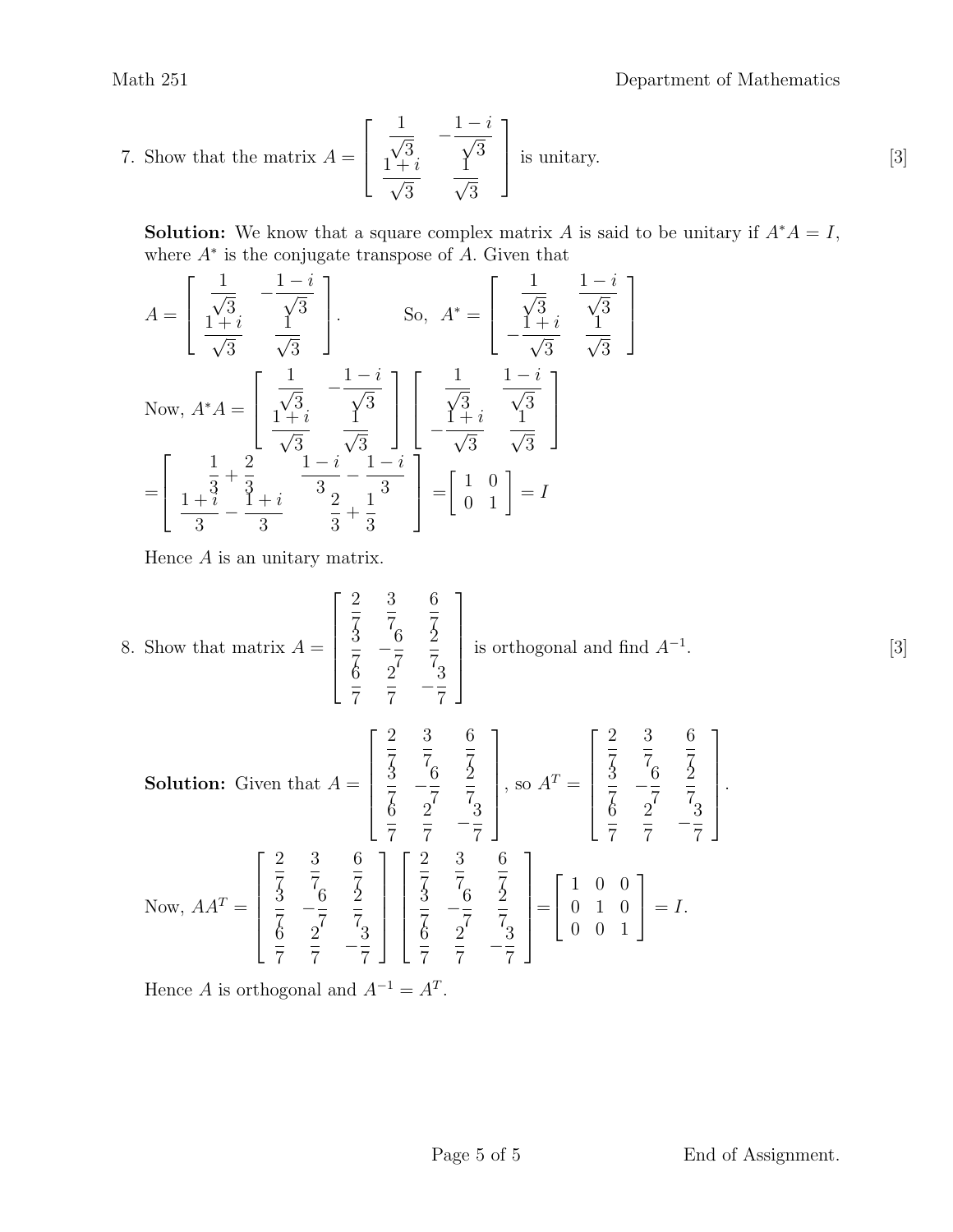7. Show that the matrix $A = \begin{bmatrix} \frac{1}{\sqrt{3}} & -\frac{1-i}{\sqrt{3}} \\ \frac{1+i}{\sqrt{3}} & \frac{1}{\sqrt{3}} \end{bmatrix}$ is unitary. [3]

**Solution:** We know that a square complex matrix $A$ is said to be unitary if $A^*A = I$, where $A^*$ is the conjugate transpose of $A$. Given that

$$A = \begin{bmatrix} \frac{1}{\sqrt{3}} & -\frac{1-i}{\sqrt{3}} \\ \frac{1+i}{\sqrt{3}} & \frac{1}{\sqrt{3}} \end{bmatrix}. \qquad \text{So, } A^* = \begin{bmatrix} \frac{1}{\sqrt{3}} & \frac{1-i}{\sqrt{3}} \\ -\frac{1+i}{\sqrt{3}} & \frac{1}{\sqrt{3}} \end{bmatrix}$$

$$\text{Now, } A^*A = \begin{bmatrix} \frac{1}{\sqrt{3}} & -\frac{1-i}{\sqrt{3}} \\ \frac{1+i}{\sqrt{3}} & \frac{1}{\sqrt{3}} \end{bmatrix} \begin{bmatrix} \frac{1}{\sqrt{3}} & \frac{1-i}{\sqrt{3}} \\ -\frac{1+i}{\sqrt{3}} & \frac{1}{\sqrt{3}} \end{bmatrix}$$

$$= \begin{bmatrix} \frac{1}{3} + \frac{2}{3} & \frac{1-i}{3} - \frac{1-i}{3} \\ \frac{1+i}{3} - \frac{1+i}{3} & \frac{2}{3} + \frac{1}{3} \end{bmatrix} = \begin{bmatrix} 1 & 0 \\ 0 & 1 \end{bmatrix} = I$$

Hence $A$ is an unitary matrix.

8. Show that matrix $A = \begin{bmatrix} \frac{2}{7} & \frac{3}{7} & \frac{6}{7} \\ \frac{3}{7} & -\frac{6}{7} & \frac{2}{7} \\ \frac{6}{7} & \frac{2}{7} & -\frac{3}{7} \end{bmatrix}$ is orthogonal and find $A^{-1}$. [3]

**Solution:** Given that $A = \begin{bmatrix} \frac{2}{7} & \frac{3}{7} & \frac{6}{7} \\ \frac{3}{7} & -\frac{6}{7} & \frac{2}{7} \\ \frac{6}{7} & \frac{2}{7} & -\frac{3}{7} \end{bmatrix}$, so $A^T = \begin{bmatrix} \frac{2}{7} & \frac{3}{7} & \frac{6}{7} \\ \frac{3}{7} & -\frac{6}{7} & \frac{2}{7} \\ \frac{6}{7} & \frac{2}{7} & -\frac{3}{7} \end{bmatrix}$.

$$\text{Now, } AA^T = \begin{bmatrix} \frac{2}{7} & \frac{3}{7} & \frac{6}{7} \\ \frac{3}{7} & -\frac{6}{7} & \frac{2}{7} \\ \frac{6}{7} & \frac{2}{7} & -\frac{3}{7} \end{bmatrix} \begin{bmatrix} \frac{2}{7} & \frac{3}{7} & \frac{6}{7} \\ \frac{3}{7} & -\frac{6}{7} & \frac{2}{7} \\ \frac{6}{7} & \frac{2}{7} & -\frac{3}{7} \end{bmatrix} = \begin{bmatrix} 1 & 0 & 0 \\ 0 & 1 & 0 \\ 0 & 0 & 1 \end{bmatrix} = I.$$

Hence $A$ is orthogonal and $A^{-1} = A^T$.

End of Assignment.